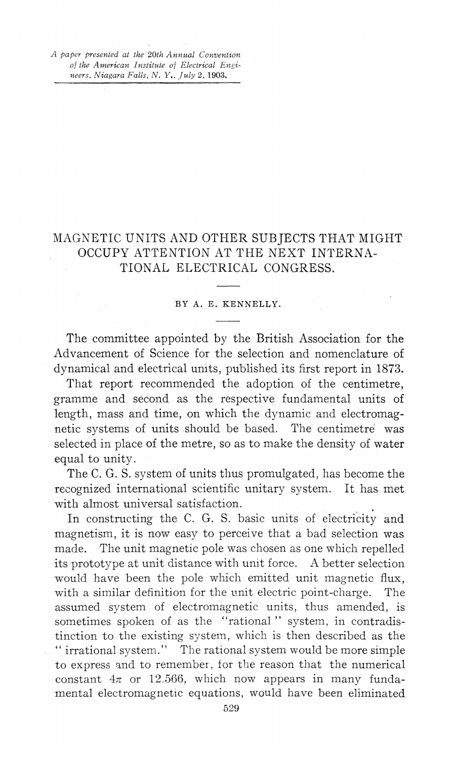*A paper presented at the 20th Annual Convention of the American Institute of Electrical Engineers, Niagara Falls, N. Y., July 2, 1903.*

# MAGNETIC UNITS AND OTHER SUBJECTS THAT MIGHT OCCUPY ATTENTION AT THE NEXT INTERNATIONAL ELECTRICAL CONGRESS.

BY A. E. KENNELLY.

The committee appointed by the British Association for the Advancement of Science for the selection and nomenclature of dynamical and electrical units, published its first report in 1873.

That report recommended the adoption of the centimetre, gramme and second as the respective fundamental units of length, mass and time, on which the dynamic and electromagnetic systems of units should be based. The centimetre was selected in place of the metre, so as to make the density of water equal to unity.

The C. G. S. system of units thus promulgated, has become the recognized international scientific unitary system. It has met with almost universal satisfaction.

In constructing the C. G. S. basic units of electricity and magnetism, it is now easy to perceive that a bad selection was made. The unit magnetic pole was chosen as one which repelled its prototype at unit distance with unit force. A better selection would have been the pole which emitted unit magnetic flux, with a similar definition for the unit electric point-charge. The assumed system of electromagnetic units, thus amended, is sometimes spoken of as the "rational" system, in contradistinction to the existing system, which is then described as the "irrational system." The rational system would be more simple to express and to remember, for the reason that the numerical constant $4\pi$ or 12.566, which now appears in many fundamental electromagnetic equations, would have been eliminated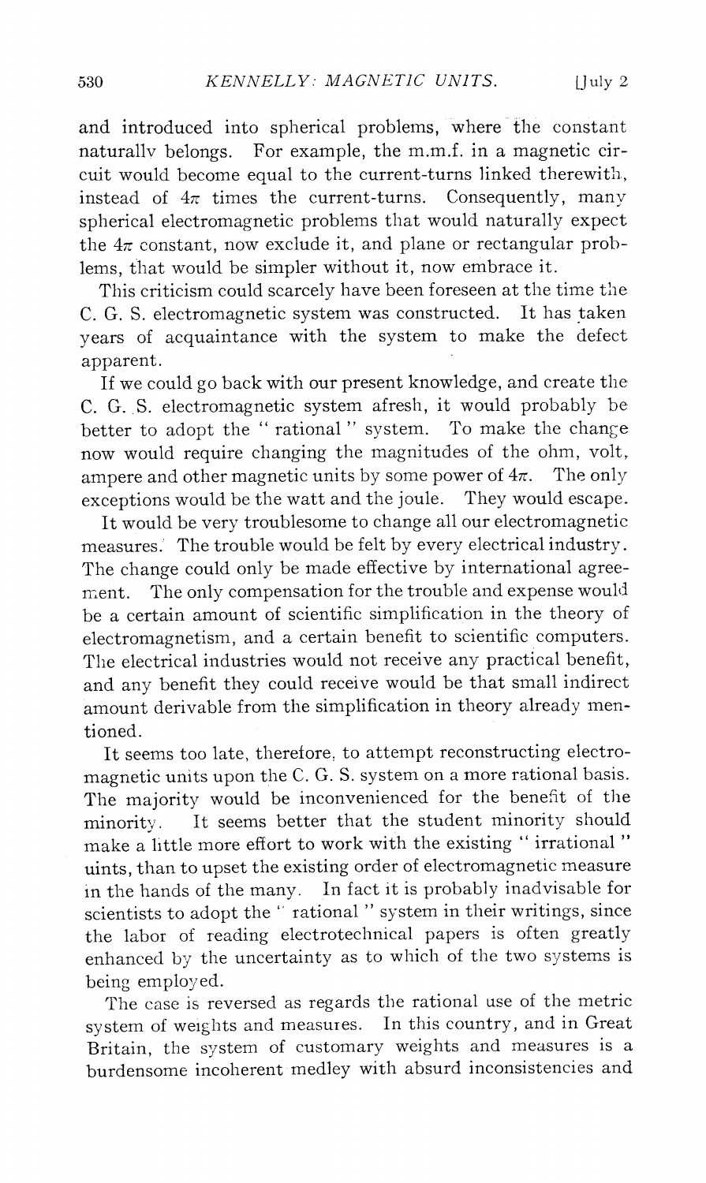and introduced into spherical problems, where the constant naturallv belongs. For example, the m.m.f. in a magnetic circuit would become equal to the current-turns linked therewith, instead of $4\pi$ times the current-turns. Consequently, many spherical electromagnetic problems that would naturally expect the $4\pi$ constant, now exclude it, and plane or rectangular problems, that would be simpler without it, now embrace it.

This criticism could scarcely have been foreseen at the time the C. G. S. electromagnetic system was constructed. It has taken years of acquaintance with the system to make the defect apparent.

If we could go back with our present knowledge, and create the C. G. S. electromagnetic system afresh, it would probably be better to adopt the "rational" system. To make the change now would require changing the magnitudes of the ohm, volt, ampere and other magnetic units by some power of $4\pi$. The only exceptions would be the watt and the joule. They would escape.

It would be very troublesome to change all our electromagnetic measures. The trouble would be felt by every electrical industry. The change could only be made effective by international agreement. The only compensation for the trouble and expense would be a certain amount of scientific simplification in the theory of electromagnetism, and a certain benefit to scientific computers. The electrical industries would not receive any practical benefit, and any benefit they could receive would be that small indirect amount derivable from the simplification in theory already mentioned.

It seems too late, therefore, to attempt reconstructing electromagnetic units upon the C. G. S. system on a more rational basis. The majority would be inconvenienced for the benefit of the minority. It seems better that the student minority should make a little more effort to work with the existing "irrational" uints, than to upset the existing order of electromagnetic measure in the hands of the many. In fact it is probably inadvisable for scientists to adopt the "rational" system in their writings, since the labor of reading electrotechnical papers is often greatly enhanced by the uncertainty as to which of the two systems is being employed.

The case is reversed as regards the rational use of the metric system of weights and measures. In this country, and in Great Britain, the system of customary weights and measures is a burdensome incoherent medley with absurd inconsistencies and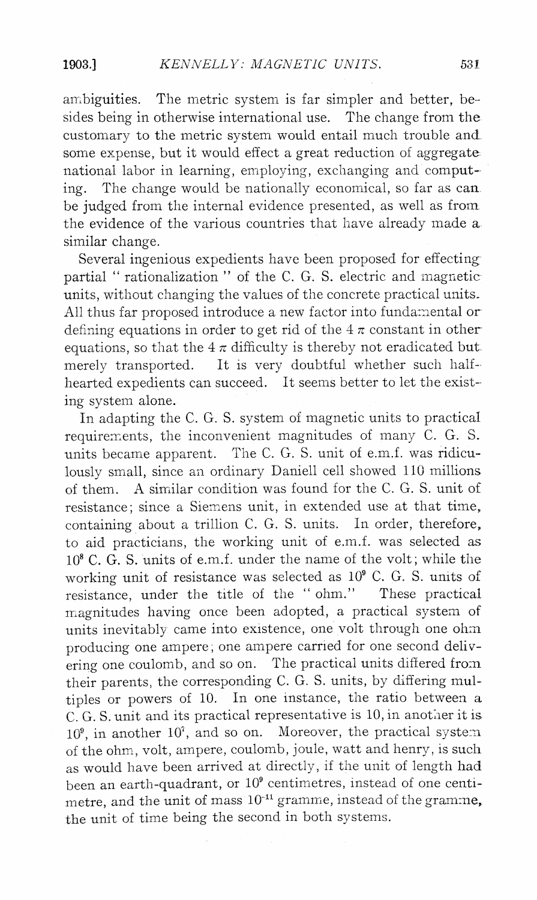ambiguities. The metric system is far simpler and better, besides being in otherwise international use. The change from the customary to the metric system would entail much trouble and some expense, but it would effect a great reduction of aggregate national labor in learning, employing, exchanging and computing. The change would be nationally economical, so far as can be judged from the internal evidence presented, as well as from the evidence of the various countries that have already made a similar change.

Several ingenious expedients have been proposed for effecting partial "rationalization" of the C. G. S. electric and magnetic units, without changing the values of the concrete practical units. All thus far proposed introduce a new factor into fundamental or defining equations in order to get rid of the $4\pi$ constant in other equations, so that the $4\pi$ difficulty is thereby not eradicated but merely transported. It is very doubtful whether such half-hearted expedients can succeed. It seems better to let the existing system alone.

In adapting the C. G. S. system of magnetic units to practical requirements, the inconvenient magnitudes of many C. G. S. units became apparent. The C. G. S. unit of e.m.f. was ridiculously small, since an ordinary Daniell cell showed 110 millions of them. A similar condition was found for the C. G. S. unit of resistance; since a Siemens unit, in extended use at that time, containing about a trillion C. G. S. units. In order, therefore, to aid practicians, the working unit of e.m.f. was selected as $10^8$ C. G. S. units of e.m.f. under the name of the volt; while the working unit of resistance was selected as $10^9$ C. G. S. units of resistance, under the title of the "ohm." These practical magnitudes having once been adopted, a practical system of units inevitably came into existence, one volt through one ohm producing one ampere; one ampere carried for one second delivering one coulomb, and so on. The practical units differed from their parents, the corresponding C. G. S. units, by differing multiples or powers of 10. In one instance, the ratio between a C. G. S. unit and its practical representative is 10, in another it is $10^9$, in another $10^7$, and so on. Moreover, the practical system of the ohm, volt, ampere, coulomb, joule, watt and henry, is such as would have been arrived at directly, if the unit of length had been an earth-quadrant, or $10^9$ centimetres, instead of one centimetre, and the unit of mass $10^{-11}$ gramme, instead of the gramme, the unit of time being the second in both systems.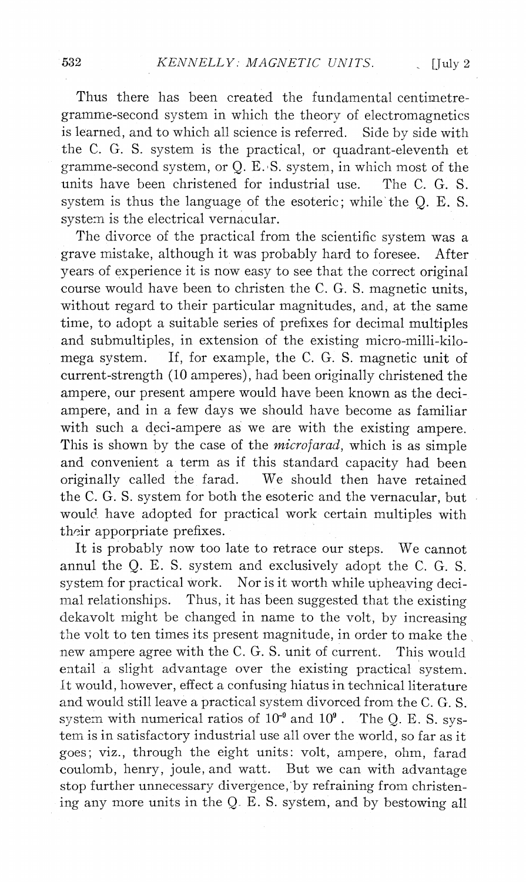Thus there has been created the fundamental centimetre-gramme-second system in which the theory of electromagnetics is learned, and to which all science is referred. Side by side with the C. G. S. system is the practical, or quadrant-eleventh et gramme-second system, or Q. E. S. system, in which most of the units have been christened for industrial use. The C. G. S. system is thus the language of the esoteric; while the Q. E. S. system is the electrical vernacular.

The divorce of the practical from the scientific system was a grave mistake, although it was probably hard to foresee. After years of experience it is now easy to see that the correct original course would have been to christen the C. G. S. magnetic units, without regard to their particular magnitudes, and, at the same time, to adopt a suitable series of prefixes for decimal multiples and submultiples, in extension of the existing micro-milli-kilo-mega system. If, for example, the C. G. S. magnetic unit of current-strength (10 amperes), had been originally christened the ampere, our present ampere would have been known as the deci-ampere, and in a few days we should have become as familiar with such a deci-ampere as we are with the existing ampere. This is shown by the case of the *microfarad*, which is as simple and convenient a term as if this standard capacity had been originally called the farad. We should then have retained the C. G. S. system for both the esoteric and the vernacular, but would have adopted for practical work certain multiples with their apporpriate prefixes.

It is probably now too late to retrace our steps. We cannot annul the Q. E. S. system and exclusively adopt the C. G. S. system for practical work. Nor is it worth while upheaving decimal relationships. Thus, it has been suggested that the existing dekavolt might be changed in name to the volt, by increasing the volt to ten times its present magnitude, in order to make the new ampere agree with the C. G. S. unit of current. This would entail a slight advantage over the existing practical system. It would, however, effect a confusing hiatus in technical literature and would still leave a practical system divorced from the C. G. S. system with numerical ratios of $10^{-9}$ and $10^{9}$. The Q. E. S. system is in satisfactory industrial use all over the world, so far as it goes; viz., through the eight units: volt, ampere, ohm, farad coulomb, henry, joule, and watt. But we can with advantage stop further unnecessary divergence, by refraining from christening any more units in the Q. E. S. system, and by bestowing all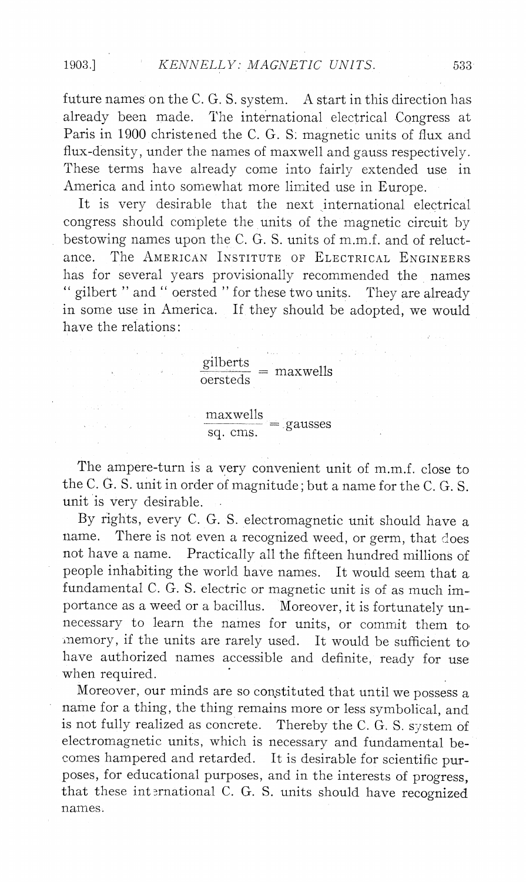future names on the C. G. S. system. A start in this direction has already been made. The international electrical Congress at Paris in 1900 christened the C. G. S. magnetic units of flux and flux-density, under the names of maxwell and gauss respectively. These terms have already come into fairly extended use in America and into somewhat more limited use in Europe.

It is very desirable that the next international electrical congress should complete the units of the magnetic circuit by bestowing names upon the C. G. S. units of m.m.f. and of reluctance. The AMERICAN INSTITUTE OF ELECTRICAL ENGINEERS has for several years provisionally recommended the names " gilbert " and " oersted " for these two units. They are already in some use in America. If they should be adopted, we would have the relations:

$$\frac{\text{gilberts}}{\text{oersteds}} = \text{maxwells}$$

$$\frac{\text{maxwells}}{\text{sq. cms.}} = \text{gausses}$$

The ampere-turn is a very convenient unit of m.m.f. close to the C. G. S. unit in order of magnitude; but a name for the C. G. S. unit is very desirable.

By rights, every C. G. S. electromagnetic unit should have a name. There is not even a recognized weed, or germ, that does not have a name. Practically all the fifteen hundred millions of people inhabiting the world have names. It would seem that a fundamental C. G. S. electric or magnetic unit is of as much importance as a weed or a bacillus. Moreover, it is fortunately unnecessary to learn the names for units, or commit them to memory, if the units are rarely used. It would be sufficient to have authorized names accessible and definite, ready for use when required.

Moreover, our minds are so constituted that until we possess a name for a thing, the thing remains more or less symbolical, and is not fully realized as concrete. Thereby the C. G. S. system of electromagnetic units, which is necessary and fundamental becomes hampered and retarded. It is desirable for scientific purposes, for educational purposes, and in the interests of progress, that these international C. G. S. units should have recognized names.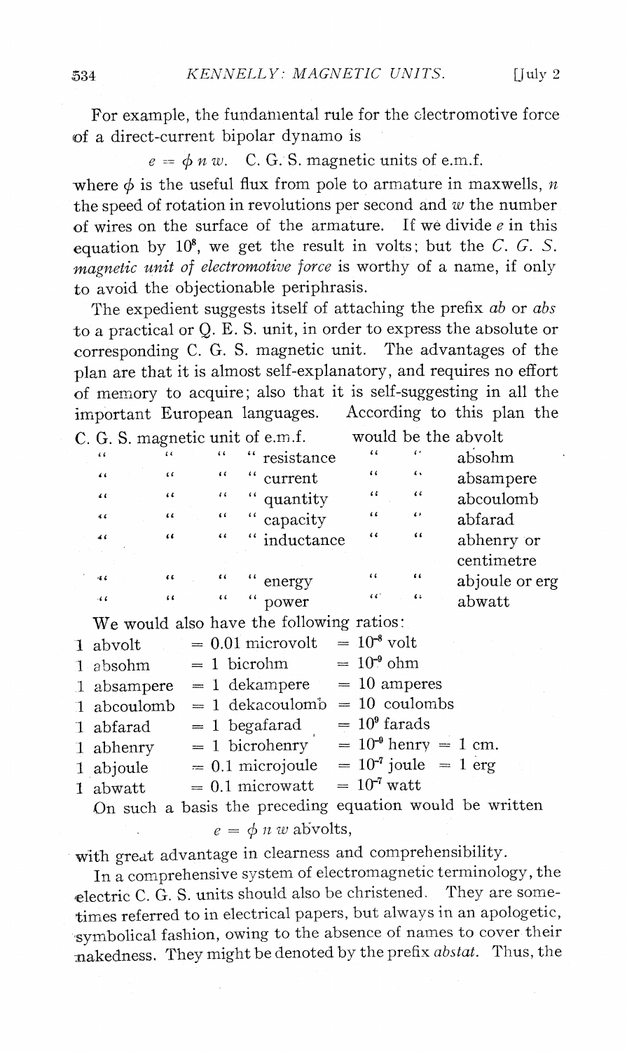For example, the fundamental rule for the electromotive force of a direct-current bipolar dynamo is

$$e = \phi\, n\, w. \quad \text{C. G. S. magnetic units of e.m.f.}$$

where $\phi$ is the useful flux from pole to armature in maxwells, $n$ the speed of rotation in revolutions per second and $w$ the number of wires on the surface of the armature. If we divide $e$ in this equation by $10^8$, we get the result in volts; but the *C. G. S. magnetic unit of electromotive force* is worthy of a name, if only to avoid the objectionable periphrasis.

The expedient suggests itself of attaching the prefix *ab* or *abs* to a practical or Q. E. S. unit, in order to express the absolute or corresponding C. G. S. magnetic unit. The advantages of the plan are that it is almost self-explanatory, and requires no effort of memory to acquire; also that it is self-suggesting in all the important European languages. According to this plan the

| | | |
|---|---|---|
| C. G. S. magnetic unit of e.m.f. | would be the | abvolt |
| " " " " resistance | " " | absohm |
| " " " " current | " " | absampere |
| " " " " quantity | " " | abcoulomb |
| " " " " capacity | " " | abfarad |
| " " " " inductance | " " | abhenry or centimetre |
| " " " " energy | " " | abjoule or erg |
| " " " " power | " " | abwatt |

We would also have the following ratios:

| | | |
|---|---|---|
| 1 abvolt | = 0.01 microvolt | = $10^{-8}$ volt |
| 1 absohm | = 1 bicrohm | = $10^{-9}$ ohm |
| 1 absampere | = 1 dekampere | = 10 amperes |
| 1 abcoulomb | = 1 dekacoulomb | = 10 coulombs |
| 1 abfarad | = 1 begafarad | = $10^9$ farads |
| 1 abhenry | = 1 bicrohenry | = $10^{-9}$ henry = 1 cm. |
| 1 abjoule | = 0.1 microjoule | = $10^{-7}$ joule = 1 erg |
| 1 abwatt | = 0.1 microwatt | = $10^{-7}$ watt |

On such a basis the preceding equation would be written

$$e = \phi\, n\, w \text{ abvolts},$$

with great advantage in clearness and comprehensibility.

In a comprehensive system of electromagnetic terminology, the electric C. G. S. units should also be christened. They are sometimes referred to in electrical papers, but always in an apologetic, symbolical fashion, owing to the absence of names to cover their nakedness. They might be denoted by the prefix *abstat*. Thus, the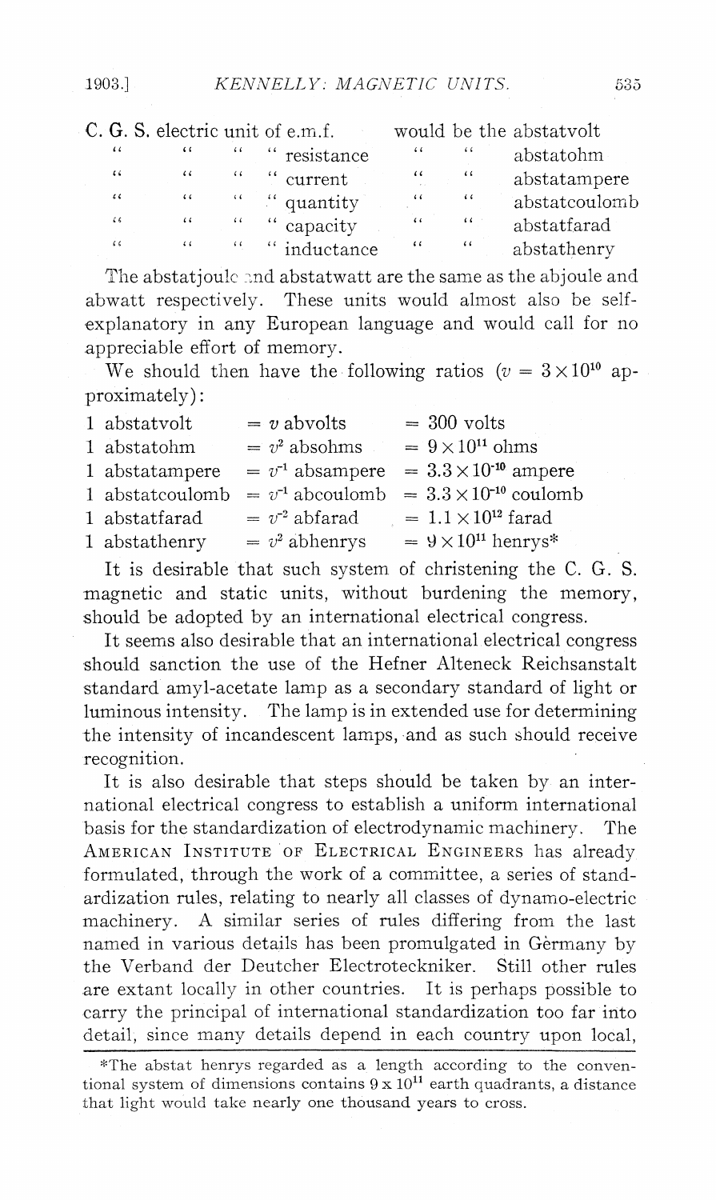| | | | | | | |
|---|---|---|---|---|---|---|
| C. G. S. electric unit of e.m.f. | | | | would be the abstatvolt | | |
| " | " | " | " resistance | " | " | abstatohm |
| " | " | " | " current | " | " | abstatampere |
| " | " | " | " quantity | " | " | abstatcoulomb |
| " | " | " | " capacity | " | " | abstatfarad |
| " | " | " | " inductance | " | " | abstathenry |

The abstatjoule and abstatwatt are the same as the abjoule and abwatt respectively. These units would almost also be self-explanatory in any European language and would call for no appreciable effort of memory.

We should then have the following ratios ($v = 3 \times 10^{10}$ approximately):

| | | |
|---|---|---|
| 1 abstatvolt | $= v$ abvolts | $= 300$ volts |
| 1 abstatohm | $= v^2$ absohms | $= 9 \times 10^{11}$ ohms |
| 1 abstatampere | $= v^{-1}$ absampere | $= 3.3 \times 10^{-10}$ ampere |
| 1 abstatcoulomb | $= v^{-1}$ abcoulomb | $= 3.3 \times 10^{-10}$ coulomb |
| 1 abstatfarad | $= v^{-2}$ abfarad | $= 1.1 \times 10^{12}$ farad |
| 1 abstathenry | $= v^2$ abhenrys | $= 9 \times 10^{11}$ henrys* |

It is desirable that such system of christening the C. G. S. magnetic and static units, without burdening the memory, should be adopted by an international electrical congress.

It seems also desirable that an international electrical congress should sanction the use of the Hefner Alteneck Reichsanstalt standard amyl-acetate lamp as a secondary standard of light or luminous intensity. The lamp is in extended use for determining the intensity of incandescent lamps, and as such should receive recognition.

It is also desirable that steps should be taken by an international electrical congress to establish a uniform international basis for the standardization of electrodynamic machinery. The AMERICAN INSTITUTE OF ELECTRICAL ENGINEERS has already formulated, through the work of a committee, a series of standardization rules, relating to nearly all classes of dynamo-electric machinery. A similar series of rules differing from the last named in various details has been promulgated in Gèrmany by the Verband der Deutcher Electroteckniker. Still other rules are extant locally in other countries. It is perhaps possible to carry the principal of international standardization too far into detail, since many details depend in each country upon local,

*The abstat henrys regarded as a length according to the conventional system of dimensions contains $9 \times 10^{11}$ earth quadrants, a distance that light would take nearly one thousand years to cross.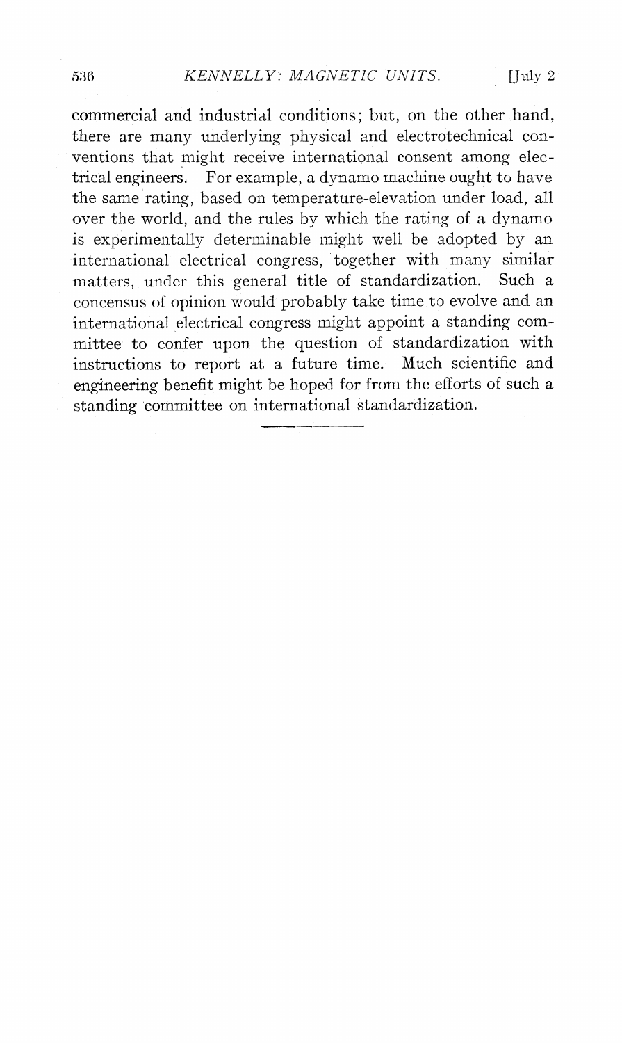commercial and industrial conditions; but, on the other hand, there are many underlying physical and electrotechnical conventions that might receive international consent among electrical engineers. For example, a dynamo machine ought to have the same rating, based on temperature-elevation under load, all over the world, and the rules by which the rating of a dynamo is experimentally determinable might well be adopted by an international electrical congress, together with many similar matters, under this general title of standardization. Such a concensus of opinion would probably take time to evolve and an international electrical congress might appoint a standing committee to confer upon the question of standardization with instructions to report at a future time. Much scientific and engineering benefit might be hoped for from the efforts of such a standing committee on international standardization.

---